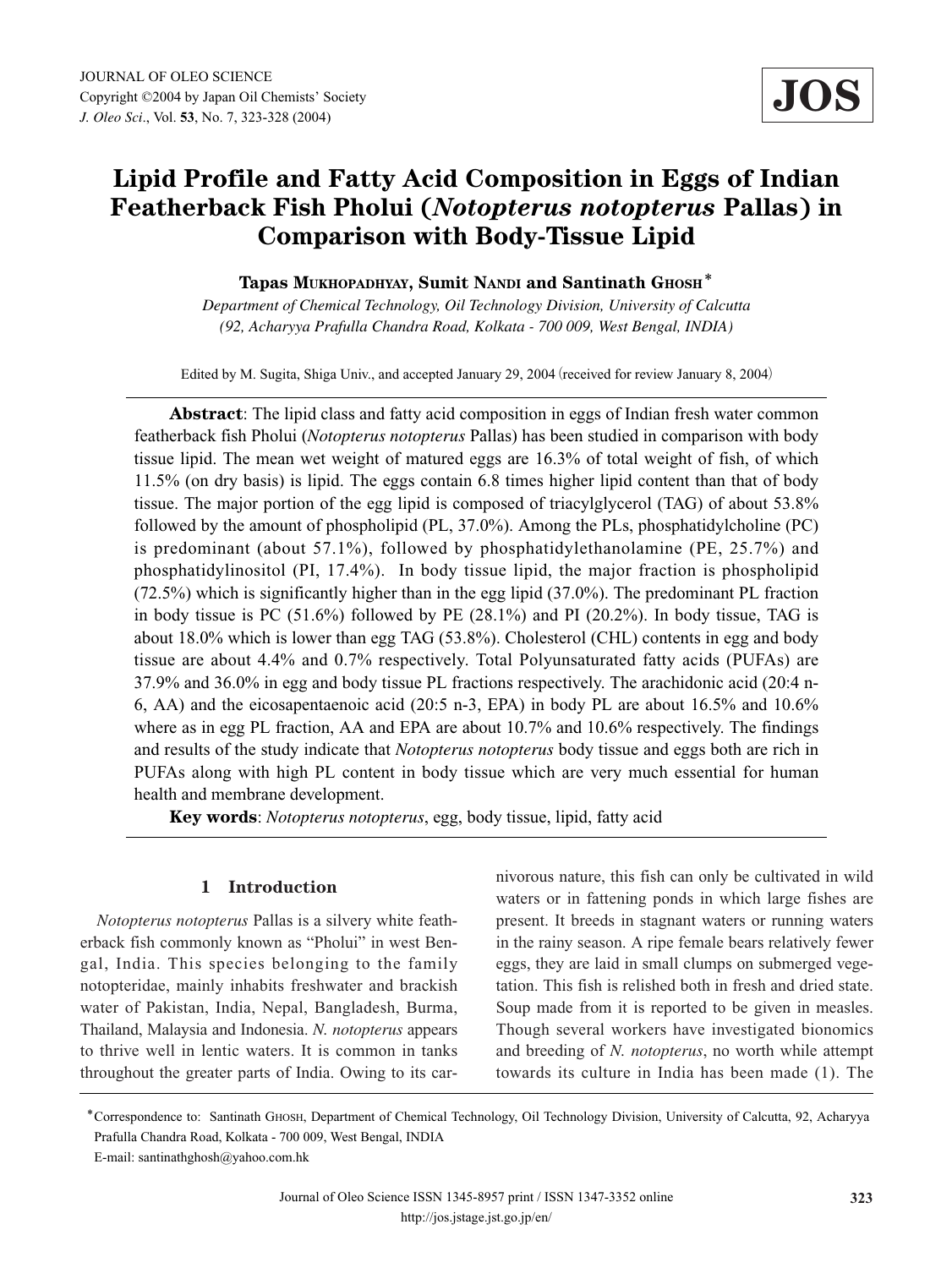# Lipid Profile and Fatty Acid Composition in Eggs of Indian Featherback Fish Pholui (*Notopterus notopterus* Pallas) in Comparison with Body-Tissue Lipid

**Tapas Mukhopadhyay, Sumit Nandi and Santinath Ghosh***

*Department of Chemical Technology, Oil Technology Division, University of Calcutta (92, Acharyya Prafulla Chandra Road, Kolkata - 700 009, West Bengal, INDIA)*

Edited by M. Sugita, Shiga Univ., and accepted January 29, 2004 (received for review January 8, 2004)

---

**Abstract**: The lipid class and fatty acid composition in eggs of Indian fresh water common featherback fish Pholui (*Notopterus notopterus* Pallas) has been studied in comparison with body tissue lipid. The mean wet weight of matured eggs are 16.3% of total weight of fish, of which 11.5% (on dry basis) is lipid. The eggs contain 6.8 times higher lipid content than that of body tissue. The major portion of the egg lipid is composed of triacylglycerol (TAG) of about 53.8% followed by the amount of phospholipid (PL, 37.0%). Among the PLs, phosphatidylcholine (PC) is predominant (about 57.1%), followed by phosphatidylethanolamine (PE, 25.7%) and phosphatidylinositol (PI, 17.4%). In body tissue lipid, the major fraction is phospholipid (72.5%) which is significantly higher than in the egg lipid (37.0%). The predominant PL fraction in body tissue is PC (51.6%) followed by PE (28.1%) and PI (20.2%). In body tissue, TAG is about 18.0% which is lower than egg TAG (53.8%). Cholesterol (CHL) contents in egg and body tissue are about 4.4% and 0.7% respectively. Total Polyunsaturated fatty acids (PUFAs) are 37.9% and 36.0% in egg and body tissue PL fractions respectively. The arachidonic acid (20:4 n-6, AA) and the eicosapentaenoic acid (20:5 n-3, EPA) in body PL are about 16.5% and 10.6% where as in egg PL fraction, AA and EPA are about 10.7% and 10.6% respectively. The findings and results of the study indicate that *Notopterus notopterus* body tissue and eggs both are rich in PUFAs along with high PL content in body tissue which are very much essential for human health and membrane development.

**Key words**: *Notopterus notopterus*, egg, body tissue, lipid, fatty acid

---

## 1 Introduction

*Notopterus notopterus* Pallas is a silvery white featherback fish commonly known as "Pholui" in west Bengal, India. This species belonging to the family notopteridae, mainly inhabits freshwater and brackish water of Pakistan, India, Nepal, Bangladesh, Burma, Thailand, Malaysia and Indonesia. *N. notopterus* appears to thrive well in lentic waters. It is common in tanks throughout the greater parts of India. Owing to its carnivorous nature, this fish can only be cultivated in wild waters or in fattening ponds in which large fishes are present. It breeds in stagnant waters or running waters in the rainy season. A ripe female bears relatively fewer eggs, they are laid in small clumps on submerged vegetation. This fish is relished both in fresh and dried state. Soup made from it is reported to be given in measles. Though several workers have investigated bionomics and breeding of *N. notopterus*, no worth while attempt towards its culture in India has been made (1). The

---

*Correspondence to: Santinath Ghosh, Department of Chemical Technology, Oil Technology Division, University of Calcutta, 92, Acharyya Prafulla Chandra Road, Kolkata - 700 009, West Bengal, INDIA
E-mail: santinathghosh@yahoo.com.hk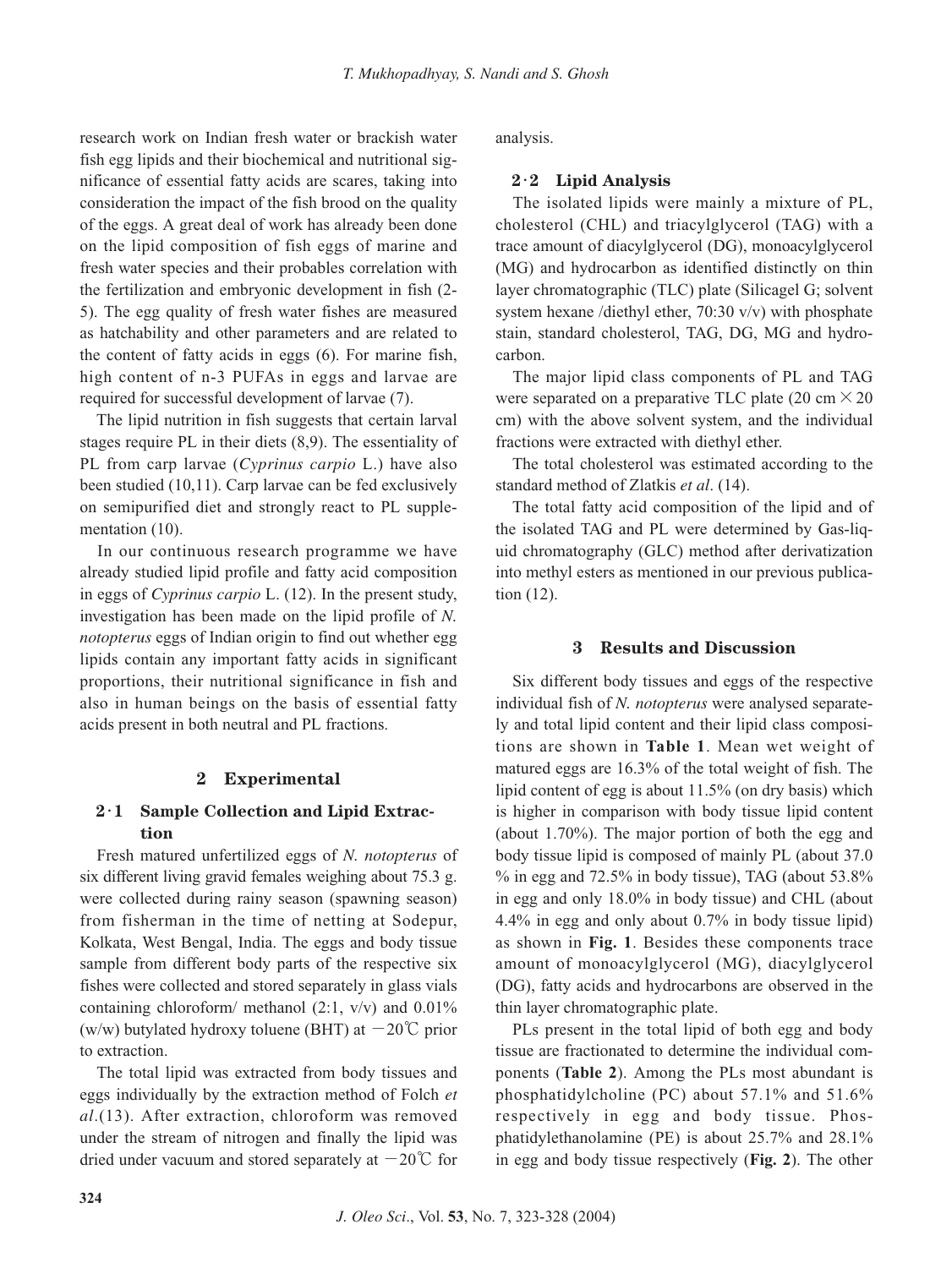research work on Indian fresh water or brackish water fish egg lipids and their biochemical and nutritional significance of essential fatty acids are scares, taking into consideration the impact of the fish brood on the quality of the eggs. A great deal of work has already been done on the lipid composition of fish eggs of marine and fresh water species and their probables correlation with the fertilization and embryonic development in fish (2-5). The egg quality of fresh water fishes are measured as hatchability and other parameters and are related to the content of fatty acids in eggs (6). For marine fish, high content of n-3 PUFAs in eggs and larvae are required for successful development of larvae (7).

The lipid nutrition in fish suggests that certain larval stages require PL in their diets (8,9). The essentiality of PL from carp larvae (*Cyprinus carpio* L.) have also been studied (10,11). Carp larvae can be fed exclusively on semipurified diet and strongly react to PL supplementation (10).

In our continuous research programme we have already studied lipid profile and fatty acid composition in eggs of *Cyprinus carpio* L. (12). In the present study, investigation has been made on the lipid profile of *N. notopterus* eggs of Indian origin to find out whether egg lipids contain any important fatty acids in significant proportions, their nutritional significance in fish and also in human beings on the basis of essential fatty acids present in both neutral and PL fractions.

## 2 Experimental

### 2·1 Sample Collection and Lipid Extraction

Fresh matured unfertilized eggs of *N. notopterus* of six different living gravid females weighing about 75.3 g. were collected during rainy season (spawning season) from fisherman in the time of netting at Sodepur, Kolkata, West Bengal, India. The eggs and body tissue sample from different body parts of the respective six fishes were collected and stored separately in glass vials containing chloroform/ methanol (2:1, v/v) and 0.01% (w/w) butylated hydroxy toluene (BHT) at −20℃ prior to extraction.

The total lipid was extracted from body tissues and eggs individually by the extraction method of Folch *et al*.(13). After extraction, chloroform was removed under the stream of nitrogen and finally the lipid was dried under vacuum and stored separately at −20℃ for analysis.

### 2·2 Lipid Analysis

The isolated lipids were mainly a mixture of PL, cholesterol (CHL) and triacylglycerol (TAG) with a trace amount of diacylglycerol (DG), monoacylglycerol (MG) and hydrocarbon as identified distinctly on thin layer chromatographic (TLC) plate (Silicagel G; solvent system hexane /diethyl ether, 70:30 v/v) with phosphate stain, standard cholesterol, TAG, DG, MG and hydrocarbon.

The major lipid class components of PL and TAG were separated on a preparative TLC plate (20 cm × 20 cm) with the above solvent system, and the individual fractions were extracted with diethyl ether.

The total cholesterol was estimated according to the standard method of Zlatkis *et al*. (14).

The total fatty acid composition of the lipid and of the isolated TAG and PL were determined by Gas-liquid chromatography (GLC) method after derivatization into methyl esters as mentioned in our previous publication (12).

## 3 Results and Discussion

Six different body tissues and eggs of the respective individual fish of *N. notopterus* were analysed separately and total lipid content and their lipid class compositions are shown in **Table 1**. Mean wet weight of matured eggs are 16.3% of the total weight of fish. The lipid content of egg is about 11.5% (on dry basis) which is higher in comparison with body tissue lipid content (about 1.70%). The major portion of both the egg and body tissue lipid is composed of mainly PL (about 37.0 % in egg and 72.5% in body tissue), TAG (about 53.8% in egg and only 18.0% in body tissue) and CHL (about 4.4% in egg and only about 0.7% in body tissue lipid) as shown in **Fig. 1**. Besides these components trace amount of monoacylglycerol (MG), diacylglycerol (DG), fatty acids and hydrocarbons are observed in the thin layer chromatographic plate.

PLs present in the total lipid of both egg and body tissue are fractionated to determine the individual components (**Table 2**). Among the PLs most abundant is phosphatidylcholine (PC) about 57.1% and 51.6% respectively in egg and body tissue. Phosphatidylethanolamine (PE) is about 25.7% and 28.1% in egg and body tissue respectively (**Fig. 2**). The other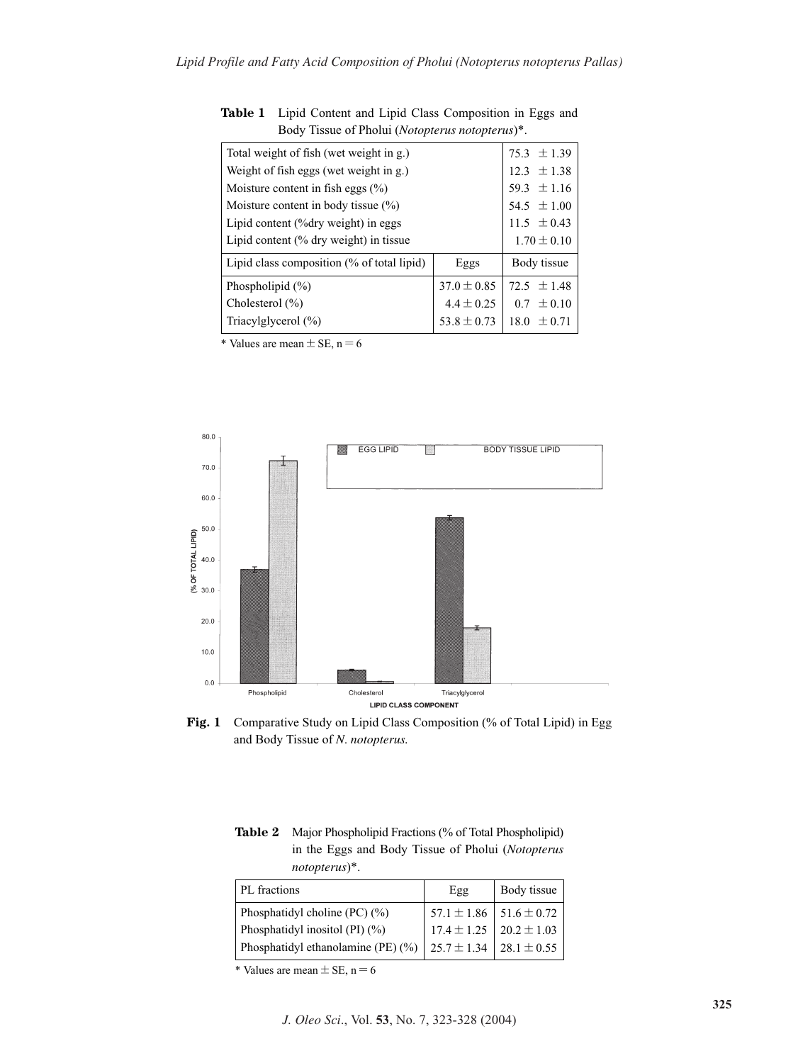**Table 1** Lipid Content and Lipid Class Composition in Eggs and Body Tissue of Pholui (*Notopterus notopterus*)*.

| Total weight of fish (wet weight in g.) | | 75.3 ± 1.39 |
|---|---|---|
| Weight of fish eggs (wet weight in g.) | | 12.3 ± 1.38 |
| Moisture content in fish eggs (%) | | 59.3 ± 1.16 |
| Moisture content in body tissue (%) | | 54.5 ± 1.00 |
| Lipid content (%dry weight) in eggs | | 11.5 ± 0.43 |
| Lipid content (% dry weight) in tissue | | 1.70 ± 0.10 |
| Lipid class composition (% of total lipid) | Eggs | Body tissue |
| Phospholipid (%) | 37.0 ± 0.85 | 72.5 ± 1.48 |
| Cholesterol (%) | 4.4 ± 0.25 | 0.7 ± 0.10 |
| Triacylglycerol (%) | 53.8 ± 0.73 | 18.0 ± 0.71 |

* Values are mean ± SE, n = 6

**Fig. 1** Comparative Study on Lipid Class Composition (% of Total Lipid) in Egg and Body Tissue of *N. notopterus.*

**Table 2** Major Phospholipid Fractions (% of Total Phospholipid) in the Eggs and Body Tissue of Pholui (*Notopterus notopterus*)*.

| PL fractions | Egg | Body tissue |
|---|---|---|
| Phosphatidyl choline (PC) (%) | 57.1 ± 1.86 | 51.6 ± 0.72 |
| Phosphatidyl inositol (PI) (%) | 17.4 ± 1.25 | 20.2 ± 1.03 |
| Phosphatidyl ethanolamine (PE) (%) | 25.7 ± 1.34 | 28.1 ± 0.55 |

* Values are mean ± SE, n = 6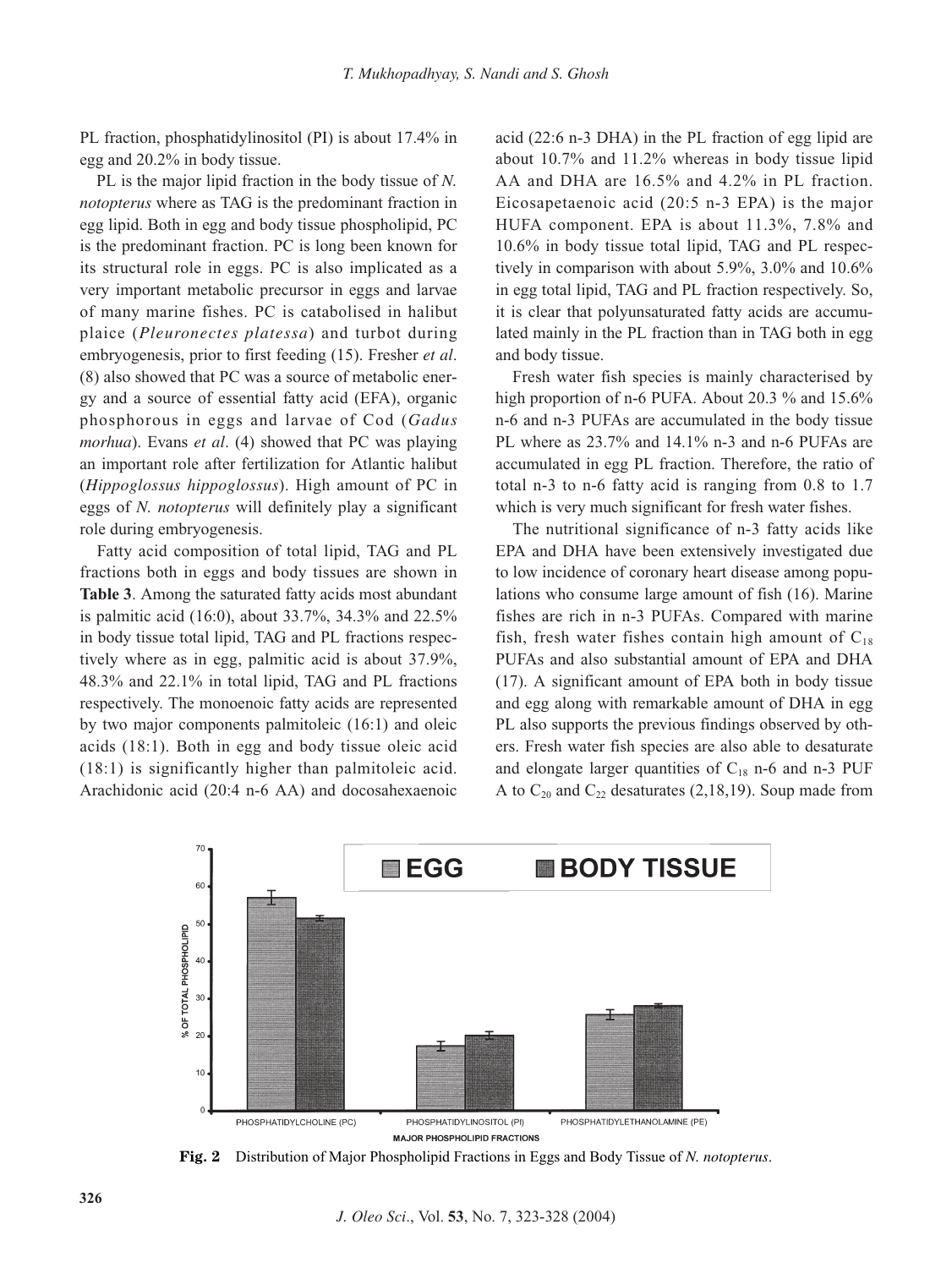PL fraction, phosphatidylinositol (PI) is about 17.4% in egg and 20.2% in body tissue.

PL is the major lipid fraction in the body tissue of *N. notopterus* where as TAG is the predominant fraction in egg lipid. Both in egg and body tissue phospholipid, PC is the predominant fraction. PC is long been known for its structural role in eggs. PC is also implicated as a very important metabolic precursor in eggs and larvae of many marine fishes. PC is catabolised in halibut plaice (*Pleuronectes platessa*) and turbot during embryogenesis, prior to first feeding (15). Fresher *et al*. (8) also showed that PC was a source of metabolic energy and a source of essential fatty acid (EFA), organic phosphorous in eggs and larvae of Cod (*Gadus morhua*). Evans *et al*. (4) showed that PC was playing an important role after fertilization for Atlantic halibut (*Hippoglossus hippoglossus*). High amount of PC in eggs of *N. notopterus* will definitely play a significant role during embryogenesis.

Fatty acid composition of total lipid, TAG and PL fractions both in eggs and body tissues are shown in **Table 3**. Among the saturated fatty acids most abundant is palmitic acid (16:0), about 33.7%, 34.3% and 22.5% in body tissue total lipid, TAG and PL fractions respectively where as in egg, palmitic acid is about 37.9%, 48.3% and 22.1% in total lipid, TAG and PL fractions respectively. The monoenoic fatty acids are represented by two major components palmitoleic (16:1) and oleic acids (18:1). Both in egg and body tissue oleic acid (18:1) is significantly higher than palmitoleic acid. Arachidonic acid (20:4 n-6 AA) and docosahexaenoic acid (22:6 n-3 DHA) in the PL fraction of egg lipid are about 10.7% and 11.2% whereas in body tissue lipid AA and DHA are 16.5% and 4.2% in PL fraction. Eicosapetaenoic acid (20:5 n-3 EPA) is the major HUFA component. EPA is about 11.3%, 7.8% and 10.6% in body tissue total lipid, TAG and PL respectively in comparison with about 5.9%, 3.0% and 10.6% in egg total lipid, TAG and PL fraction respectively. So, it is clear that polyunsaturated fatty acids are accumulated mainly in the PL fraction than in TAG both in egg and body tissue.

Fresh water fish species is mainly characterised by high proportion of n-6 PUFA. About 20.3 % and 15.6% n-6 and n-3 PUFAs are accumulated in the body tissue PL where as 23.7% and 14.1% n-3 and n-6 PUFAs are accumulated in egg PL fraction. Therefore, the ratio of total n-3 to n-6 fatty acid is ranging from 0.8 to 1.7 which is very much significant for fresh water fishes.

The nutritional significance of n-3 fatty acids like EPA and DHA have been extensively investigated due to low incidence of coronary heart disease among populations who consume large amount of fish (16). Marine fishes are rich in n-3 PUFAs. Compared with marine fish, fresh water fishes contain high amount of $C_{18}$ PUFAs and also substantial amount of EPA and DHA (17). A significant amount of EPA both in body tissue and egg along with remarkable amount of DHA in egg PL also supports the previous findings observed by others. Fresh water fish species are also able to desaturate and elongate larger quantities of $C_{18}$ n-6 and n-3 PUF A to $C_{20}$ and $C_{22}$ desaturates (2,18,19). Soup made from

**Fig. 2** Distribution of Major Phospholipid Fractions in Eggs and Body Tissue of *N. notopterus*.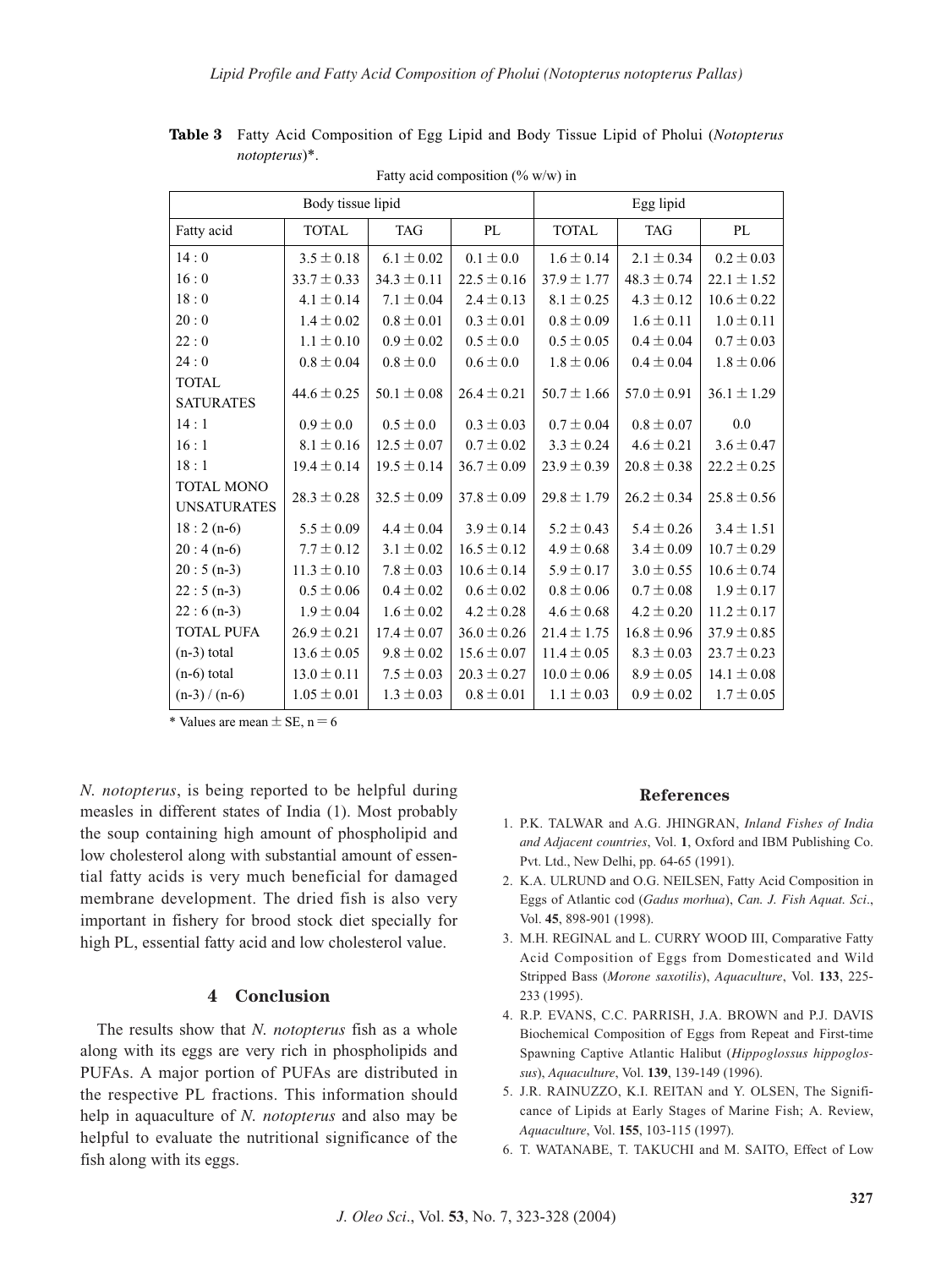**Table 3** Fatty Acid Composition of Egg Lipid and Body Tissue Lipid of Pholui (*Notopterus notopterus*)*.

Fatty acid composition (% w/w) in

| Body tissue lipid | | | | Egg lipid | | |
|---|---|---|---|---|---|---|
| Fatty acid | TOTAL | TAG | PL | TOTAL | TAG | PL |
| 14 : 0 | $3.5 \pm 0.18$ | $6.1 \pm 0.02$ | $0.1 \pm 0.0$ | $1.6 \pm 0.14$ | $2.1 \pm 0.34$ | $0.2 \pm 0.03$ |
| 16 : 0 | $33.7 \pm 0.33$ | $34.3 \pm 0.11$ | $22.5 \pm 0.16$ | $37.9 \pm 1.77$ | $48.3 \pm 0.74$ | $22.1 \pm 1.52$ |
| 18 : 0 | $4.1 \pm 0.14$ | $7.1 \pm 0.04$ | $2.4 \pm 0.13$ | $8.1 \pm 0.25$ | $4.3 \pm 0.12$ | $10.6 \pm 0.22$ |
| 20 : 0 | $1.4 \pm 0.02$ | $0.8 \pm 0.01$ | $0.3 \pm 0.01$ | $0.8 \pm 0.09$ | $1.6 \pm 0.11$ | $1.0 \pm 0.11$ |
| 22 : 0 | $1.1 \pm 0.10$ | $0.9 \pm 0.02$ | $0.5 \pm 0.0$ | $0.5 \pm 0.05$ | $0.4 \pm 0.04$ | $0.7 \pm 0.03$ |
| 24 : 0 | $0.8 \pm 0.04$ | $0.8 \pm 0.0$ | $0.6 \pm 0.0$ | $1.8 \pm 0.06$ | $0.4 \pm 0.04$ | $1.8 \pm 0.06$ |
| TOTAL SATURATES | $44.6 \pm 0.25$ | $50.1 \pm 0.08$ | $26.4 \pm 0.21$ | $50.7 \pm 1.66$ | $57.0 \pm 0.91$ | $36.1 \pm 1.29$ |
| 14 : 1 | $0.9 \pm 0.0$ | $0.5 \pm 0.0$ | $0.3 \pm 0.03$ | $0.7 \pm 0.04$ | $0.8 \pm 0.07$ | 0.0 |
| 16 : 1 | $8.1 \pm 0.16$ | $12.5 \pm 0.07$ | $0.7 \pm 0.02$ | $3.3 \pm 0.24$ | $4.6 \pm 0.21$ | $3.6 \pm 0.47$ |
| 18 : 1 | $19.4 \pm 0.14$ | $19.5 \pm 0.14$ | $36.7 \pm 0.09$ | $23.9 \pm 0.39$ | $20.8 \pm 0.38$ | $22.2 \pm 0.25$ |
| TOTAL MONO UNSATURATES | $28.3 \pm 0.28$ | $32.5 \pm 0.09$ | $37.8 \pm 0.09$ | $29.8 \pm 1.79$ | $26.2 \pm 0.34$ | $25.8 \pm 0.56$ |
| 18 : 2 (n-6) | $5.5 \pm 0.09$ | $4.4 \pm 0.04$ | $3.9 \pm 0.14$ | $5.2 \pm 0.43$ | $5.4 \pm 0.26$ | $3.4 \pm 1.51$ |
| 20 : 4 (n-6) | $7.7 \pm 0.12$ | $3.1 \pm 0.02$ | $16.5 \pm 0.12$ | $4.9 \pm 0.68$ | $3.4 \pm 0.09$ | $10.7 \pm 0.29$ |
| 20 : 5 (n-3) | $11.3 \pm 0.10$ | $7.8 \pm 0.03$ | $10.6 \pm 0.14$ | $5.9 \pm 0.17$ | $3.0 \pm 0.55$ | $10.6 \pm 0.74$ |
| 22 : 5 (n-3) | $0.5 \pm 0.06$ | $0.4 \pm 0.02$ | $0.6 \pm 0.02$ | $0.8 \pm 0.06$ | $0.7 \pm 0.08$ | $1.9 \pm 0.17$ |
| 22 : 6 (n-3) | $1.9 \pm 0.04$ | $1.6 \pm 0.02$ | $4.2 \pm 0.28$ | $4.6 \pm 0.68$ | $4.2 \pm 0.20$ | $11.2 \pm 0.17$ |
| TOTAL PUFA | $26.9 \pm 0.21$ | $17.4 \pm 0.07$ | $36.0 \pm 0.26$ | $21.4 \pm 1.75$ | $16.8 \pm 0.96$ | $37.9 \pm 0.85$ |
| (n-3) total | $13.6 \pm 0.05$ | $9.8 \pm 0.02$ | $15.6 \pm 0.07$ | $11.4 \pm 0.05$ | $8.3 \pm 0.03$ | $23.7 \pm 0.23$ |
| (n-6) total | $13.0 \pm 0.11$ | $7.5 \pm 0.03$ | $20.3 \pm 0.27$ | $10.0 \pm 0.06$ | $8.9 \pm 0.05$ | $14.1 \pm 0.08$ |
| (n-3) / (n-6) | $1.05 \pm 0.01$ | $1.3 \pm 0.03$ | $0.8 \pm 0.01$ | $1.1 \pm 0.03$ | $0.9 \pm 0.02$ | $1.7 \pm 0.05$ |

* Values are mean $\pm$ SE, n = 6

*N. notopterus*, is being reported to be helpful during measles in different states of India (1). Most probably the soup containing high amount of phospholipid and low cholesterol along with substantial amount of essential fatty acids is very much beneficial for damaged membrane development. The dried fish is also very important in fishery for brood stock diet specially for high PL, essential fatty acid and low cholesterol value.

## 4 Conclusion

The results show that *N. notopterus* fish as a whole along with its eggs are very rich in phospholipids and PUFAs. A major portion of PUFAs are distributed in the respective PL fractions. This information should help in aquaculture of *N. notopterus* and also may be helpful to evaluate the nutritional significance of the fish along with its eggs.

## References

1. P.K. TALWAR and A.G. JHINGRAN, *Inland Fishes of India and Adjacent countries*, Vol. **1**, Oxford and IBM Publishing Co. Pvt. Ltd., New Delhi, pp. 64-65 (1991).
2. K.A. ULRUND and O.G. NEILSEN, Fatty Acid Composition in Eggs of Atlantic cod (*Gadus morhua*), *Can. J. Fish Aquat. Sci*., Vol. **45**, 898-901 (1998).
3. M.H. REGINAL and L. CURRY WOOD III, Comparative Fatty Acid Composition of Eggs from Domesticated and Wild Stripped Bass (*Morone saxotilis*), *Aquaculture*, Vol. **133**, 225-233 (1995).
4. R.P. EVANS, C.C. PARRISH, J.A. BROWN and P.J. DAVIS Biochemical Composition of Eggs from Repeat and First-time Spawning Captive Atlantic Halibut (*Hippoglossus hippoglossus*), *Aquaculture*, Vol. **139**, 139-149 (1996).
5. J.R. RAINUZZO, K.I. REITAN and Y. OLSEN, The Significance of Lipids at Early Stages of Marine Fish; A. Review, *Aquaculture*, Vol. **155**, 103-115 (1997).
6. T. WATANABE, T. TAKUCHI and M. SAITO, Effect of Low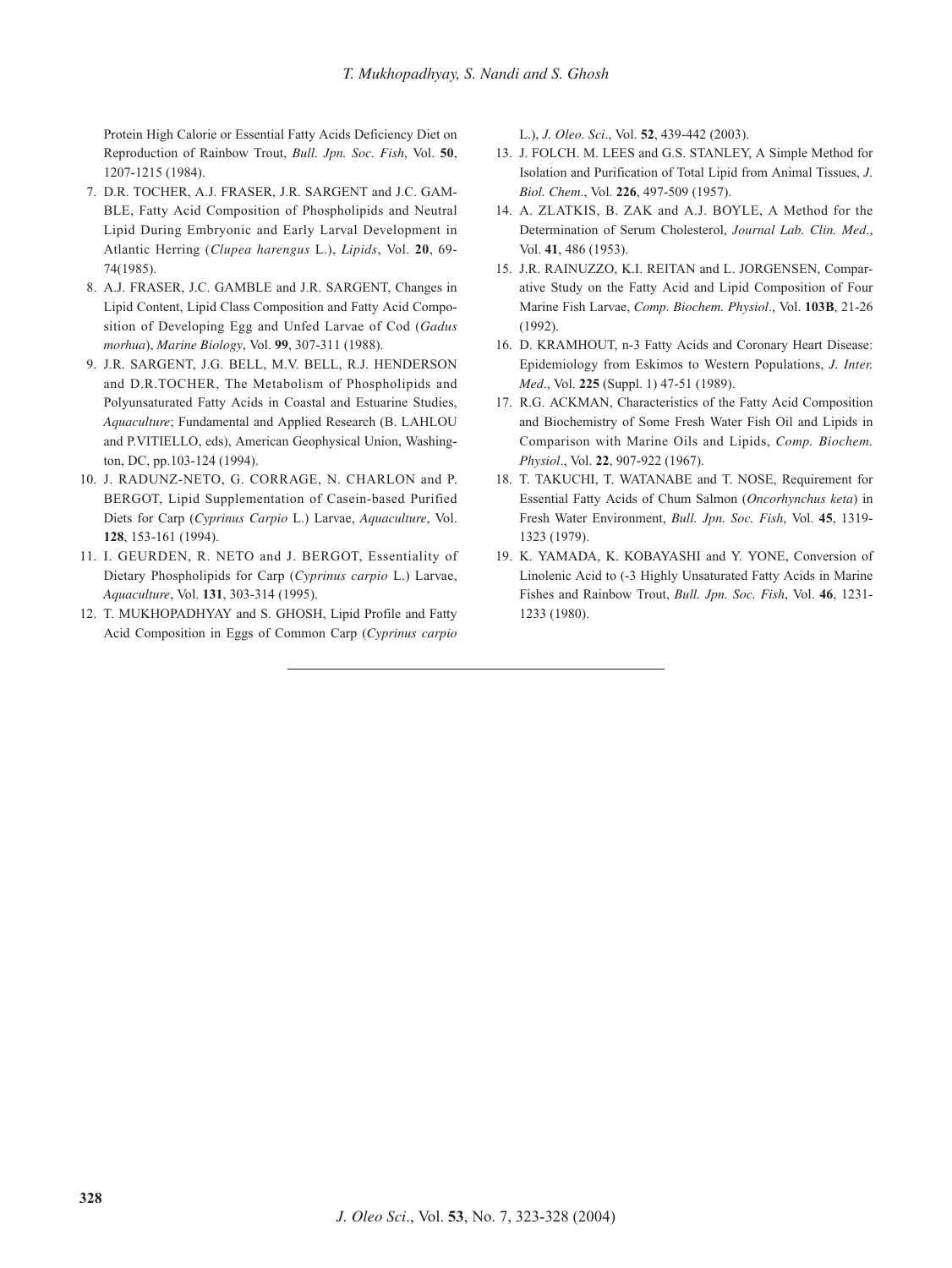Protein High Calorie or Essential Fatty Acids Deficiency Diet on Reproduction of Rainbow Trout, *Bull. Jpn. Soc. Fish*, Vol. **50**, 1207-1215 (1984).

7. D.R. TOCHER, A.J. FRASER, J.R. SARGENT and J.C. GAMBLE, Fatty Acid Composition of Phospholipids and Neutral Lipid During Embryonic and Early Larval Development in Atlantic Herring (*Clupea harengus* L.), *Lipids*, Vol. **20**, 69-74(1985).
8. A.J. FRASER, J.C. GAMBLE and J.R. SARGENT, Changes in Lipid Content, Lipid Class Composition and Fatty Acid Composition of Developing Egg and Unfed Larvae of Cod (*Gadus morhua*), *Marine Biology*, Vol. **99**, 307-311 (1988).
9. J.R. SARGENT, J.G. BELL, M.V. BELL, R.J. HENDERSON and D.R.TOCHER, The Metabolism of Phospholipids and Polyunsaturated Fatty Acids in Coastal and Estuarine Studies, *Aquaculture*; Fundamental and Applied Research (B. LAHLOU and P.VITIELLO, eds), American Geophysical Union, Washington, DC, pp.103-124 (1994).
10. J. RADUNZ-NETO, G. CORRAGE, N. CHARLON and P. BERGOT, Lipid Supplementation of Casein-based Purified Diets for Carp (*Cyprinus Carpio* L.) Larvae, *Aquaculture*, Vol. **128**, 153-161 (1994).
11. I. GEURDEN, R. NETO and J. BERGOT, Essentiality of Dietary Phospholipids for Carp (*Cyprinus carpio* L.) Larvae, *Aquaculture*, Vol. **131**, 303-314 (1995).
12. T. MUKHOPADHYAY and S. GHOSH, Lipid Profile and Fatty Acid Composition in Eggs of Common Carp (*Cyprinus carpio* L.), *J. Oleo. Sci*., Vol. **52**, 439-442 (2003).
13. J. FOLCH. M. LEES and G.S. STANLEY, A Simple Method for Isolation and Purification of Total Lipid from Animal Tissues, *J. Biol. Chem*., Vol. **226**, 497-509 (1957).
14. A. ZLATKIS, B. ZAK and A.J. BOYLE, A Method for the Determination of Serum Cholesterol, *Journal Lab. Clin. Med*., Vol. **41**, 486 (1953).
15. J.R. RAINUZZO, K.I. REITAN and L. JORGENSEN, Comparative Study on the Fatty Acid and Lipid Composition of Four Marine Fish Larvae, *Comp. Biochem. Physiol*., Vol. **103B**, 21-26 (1992).
16. D. KRAMHOUT, n-3 Fatty Acids and Coronary Heart Disease: Epidemiology from Eskimos to Western Populations, *J. Inter. Med*., Vol. **225** (Suppl. 1) 47-51 (1989).
17. R.G. ACKMAN, Characteristics of the Fatty Acid Composition and Biochemistry of Some Fresh Water Fish Oil and Lipids in Comparison with Marine Oils and Lipids, *Comp. Biochem. Physiol*., Vol. **22**, 907-922 (1967).
18. T. TAKUCHI, T. WATANABE and T. NOSE, Requirement for Essential Fatty Acids of Chum Salmon (*Oncorhynchus keta*) in Fresh Water Environment, *Bull. Jpn. Soc. Fish*, Vol. **45**, 1319-1323 (1979).
19. K. YAMADA, K. KOBAYASHI and Y. YONE, Conversion of Linolenic Acid to (-3 Highly Unsaturated Fatty Acids in Marine Fishes and Rainbow Trout, *Bull. Jpn. Soc. Fish*, Vol. **46**, 1231-1233 (1980).